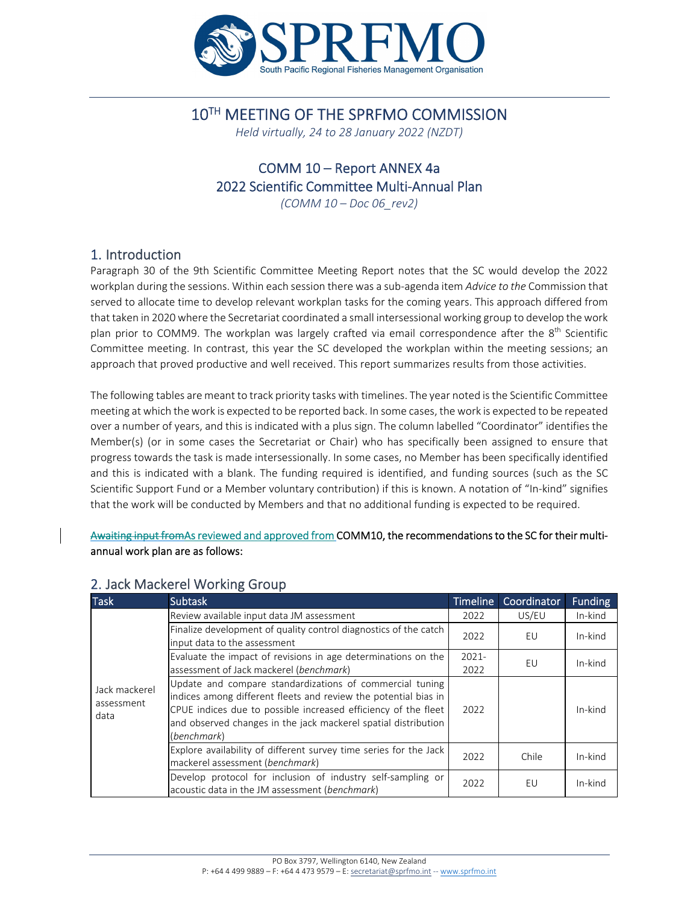# 10TH MEETING OF THE SPRFMO COMMISSION

*Held virtually, 24 to 28 January 2022 (NZDT)*

## COMM 10 – Report ANNEX 4a
## 2022 Scientific Committee Multi-Annual Plan

*(COMM 10 – Doc 06_rev2)*

## 1. Introduction

Paragraph 30 of the 9th Scientific Committee Meeting Report notes that the SC would develop the 2022 workplan during the sessions. Within each session there was a sub-agenda item *Advice to the* Commission that served to allocate time to develop relevant workplan tasks for the coming years. This approach differed from that taken in 2020 where the Secretariat coordinated a small intersessional working group to develop the work plan prior to COMM9. The workplan was largely crafted via email correspondence after the 8th Scientific Committee meeting. In contrast, this year the SC developed the workplan within the meeting sessions; an approach that proved productive and well received. This report summarizes results from those activities.

The following tables are meant to track priority tasks with timelines. The year noted is the Scientific Committee meeting at which the work is expected to be reported back. In some cases, the work is expected to be repeated over a number of years, and this is indicated with a plus sign. The column labelled "Coordinator" identifies the Member(s) (or in some cases the Secretariat or Chair) who has specifically been assigned to ensure that progress towards the task is made intersessionally. In some cases, no Member has been specifically identified and this is indicated with a blank. The funding required is identified, and funding sources (such as the SC Scientific Support Fund or a Member voluntary contribution) if this is known. A notation of "In-kind" signifies that the work will be conducted by Members and that no additional funding is expected to be required.

~~Awaiting input from~~As reviewed and approved from COMM10, the recommendations to the SC for their multi-annual work plan are as follows:

## 2. Jack Mackerel Working Group

| Task | Subtask | Timeline | Coordinator | Funding |
|---|---|---|---|---|
| Jack mackerel assessment data | Review available input data JM assessment | 2022 | US/EU | In-kind |
| | Finalize development of quality control diagnostics of the catch input data to the assessment | 2022 | EU | In-kind |
| | Evaluate the impact of revisions in age determinations on the assessment of Jack mackerel (*benchmark*) | 2021-2022 | EU | In-kind |
| | Update and compare standardizations of commercial tuning indices among different fleets and review the potential bias in CPUE indices due to possible increased efficiency of the fleet and observed changes in the jack mackerel spatial distribution (*benchmark*) | 2022 | | In-kind |
| | Explore availability of different survey time series for the Jack mackerel assessment (*benchmark*) | 2022 | Chile | In-kind |
| | Develop protocol for inclusion of industry self-sampling or acoustic data in the JM assessment (*benchmark*) | 2022 | EU | In-kind |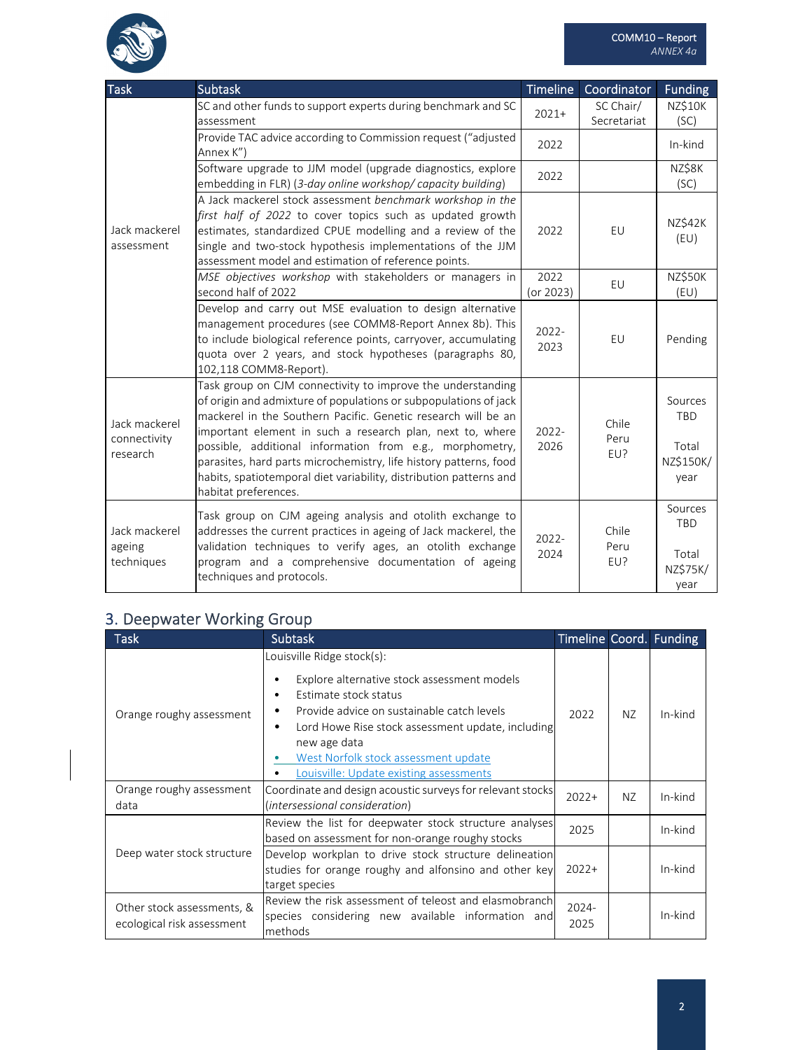| Task | Subtask | Timeline | Coordinator | Funding |
|---|---|---|---|---|
| Jack mackerel assessment | SC and other funds to support experts during benchmark and SC assessment | 2021+ | SC Chair/ Secretariat | NZ$10K (SC) |
| | Provide TAC advice according to Commission request ("adjusted Annex K") | 2022 | | In-kind |
| | Software upgrade to JJM model (upgrade diagnostics, explore embedding in FLR) (*3-day online workshop/ capacity building*) | 2022 | | NZ$8K (SC) |
| | A Jack mackerel stock assessment *benchmark workshop in the first half of 2022* to cover topics such as updated growth estimates, standardized CPUE modelling and a review of the single and two-stock hypothesis implementations of the JJM assessment model and estimation of reference points. | 2022 | EU | NZ$42K (EU) |
| | *MSE objectives workshop* with stakeholders or managers in second half of 2022 | 2022 (or 2023) | EU | NZ$50K (EU) |
| | Develop and carry out MSE evaluation to design alternative management procedures (see COMM8-Report Annex 8b). This to include biological reference points, carryover, accumulating quota over 2 years, and stock hypotheses (paragraphs 80, 102,118 COMM8-Report). | 2022-2023 | EU | Pending |
| Jack mackerel connectivity research | Task group on CJM connectivity to improve the understanding of origin and admixture of populations or subpopulations of jack mackerel in the Southern Pacific. Genetic research will be an important element in such a research plan, next to, where possible, additional information from e.g., morphometry, parasites, hard parts microchemistry, life history patterns, food habits, spatiotemporal diet variability, distribution patterns and habitat preferences. | 2022-2026 | Chile Peru EU? | Sources TBD<br><br>Total NZ$150K/ year |
| Jack mackerel ageing techniques | Task group on CJM ageing analysis and otolith exchange to addresses the current practices in ageing of Jack mackerel, the validation techniques to verify ages, an otolith exchange program and a comprehensive documentation of ageing techniques and protocols. | 2022-2024 | Chile Peru EU? | Sources TBD<br><br>Total NZ$75K/ year |

## 3. Deepwater Working Group

| Task | Subtask | Timeline | Coord. | Funding |
|---|---|---|---|---|
| Orange roughy assessment | Louisville Ridge stock(s):<br>• Explore alternative stock assessment models<br>• Estimate stock status<br>• Provide advice on sustainable catch levels<br>• Lord Howe Rise stock assessment update, including new age data<br>• West Norfolk stock assessment update<br>• Louisville: Update existing assessments | 2022 | NZ | In-kind |
| Orange roughy assessment data | Coordinate and design acoustic surveys for relevant stocks (*intersessional consideration*) | 2022+ | NZ | In-kind |
| Deep water stock structure | Review the list for deepwater stock structure analyses based on assessment for non-orange roughy stocks | 2025 | | In-kind |
| | Develop workplan to drive stock structure delineation studies for orange roughy and alfonsino and other key target species | 2022+ | | In-kind |
| Other stock assessments, & ecological risk assessment | Review the risk assessment of teleost and elasmobranch species considering new available information and methods | 2024-2025 | | In-kind |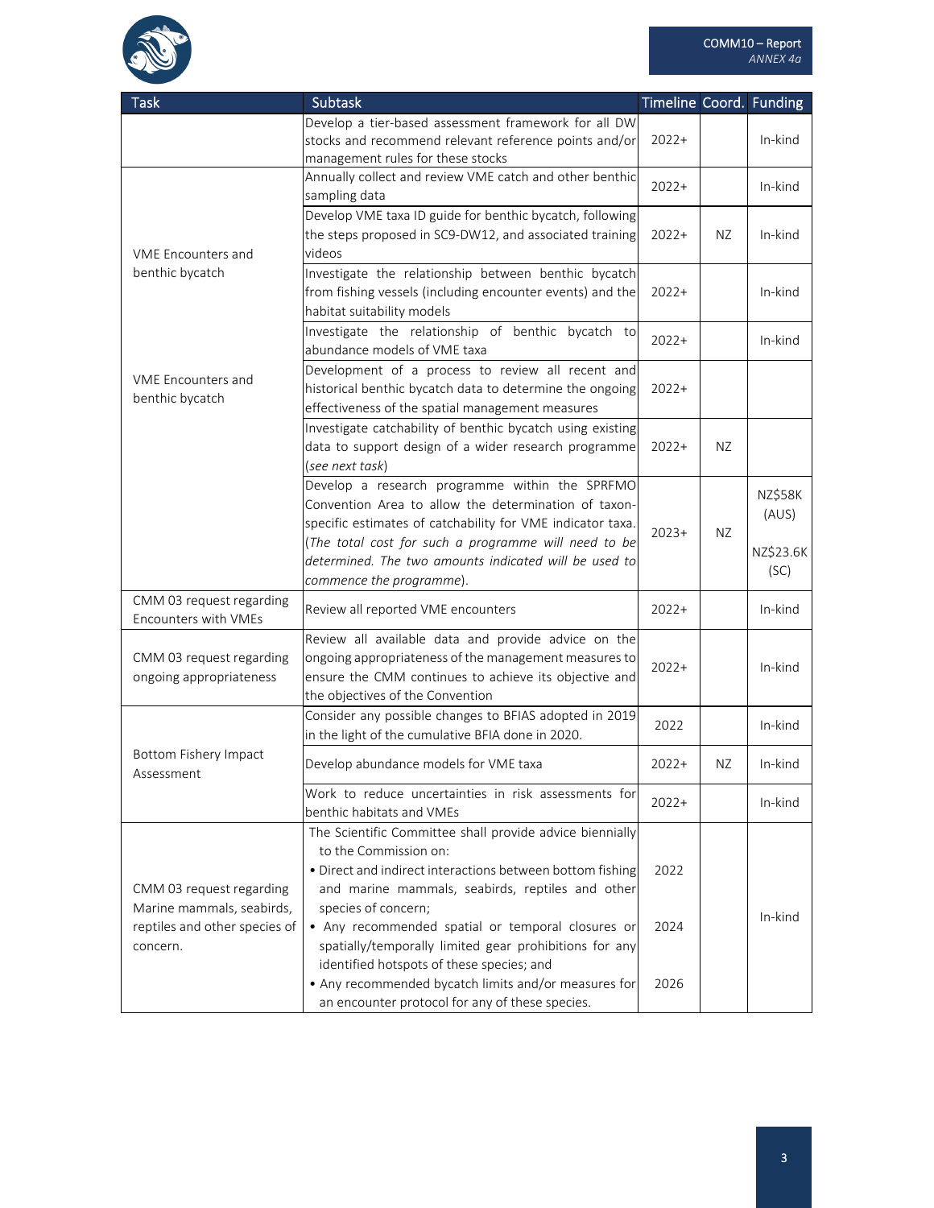| Task | Subtask | Timeline | Coord. | Funding |
|---|---|---|---|---|
| | Develop a tier-based assessment framework for all DW stocks and recommend relevant reference points and/or management rules for these stocks | 2022+ | | In-kind |
| VME Encounters and benthic bycatch | Annually collect and review VME catch and other benthic sampling data | 2022+ | | In-kind |
| | Develop VME taxa ID guide for benthic bycatch, following the steps proposed in SC9-DW12, and associated training videos | 2022+ | NZ | In-kind |
| | Investigate the relationship between benthic bycatch from fishing vessels (including encounter events) and the habitat suitability models | 2022+ | | In-kind |
| | Investigate the relationship of benthic bycatch to abundance models of VME taxa | 2022+ | | In-kind |
| VME Encounters and benthic bycatch | Development of a process to review all recent and historical benthic bycatch data to determine the ongoing effectiveness of the spatial management measures | 2022+ | | |
| | Investigate catchability of benthic bycatch using existing data to support design of a wider research programme (*see next task*) | 2022+ | NZ | |
| | Develop a research programme within the SPRFMO Convention Area to allow the determination of taxon-specific estimates of catchability for VME indicator taxa. (*The total cost for such a programme will need to be determined. The two amounts indicated will be used to commence the programme*). | 2023+ | NZ | NZ$58K (AUS)<br>NZ$23.6K (SC) |
| CMM 03 request regarding Encounters with VMEs | Review all reported VME encounters | 2022+ | | In-kind |
| CMM 03 request regarding ongoing appropriateness | Review all available data and provide advice on the ongoing appropriateness of the management measures to ensure the CMM continues to achieve its objective and the objectives of the Convention | 2022+ | | In-kind |
| Bottom Fishery Impact Assessment | Consider any possible changes to BFIAS adopted in 2019 in the light of the cumulative BFIA done in 2020. | 2022 | | In-kind |
| | Develop abundance models for VME taxa | 2022+ | NZ | In-kind |
| | Work to reduce uncertainties in risk assessments for benthic habitats and VMEs | 2022+ | | In-kind |
| CMM 03 request regarding Marine mammals, seabirds, reptiles and other species of concern. | The Scientific Committee shall provide advice biennially to the Commission on:<br>• Direct and indirect interactions between bottom fishing and marine mammals, seabirds, reptiles and other species of concern;<br>• Any recommended spatial or temporal closures or spatially/temporally limited gear prohibitions for any identified hotspots of these species; and<br>• Any recommended bycatch limits and/or measures for an encounter protocol for any of these species. | 2022<br>2024<br>2026 | | In-kind |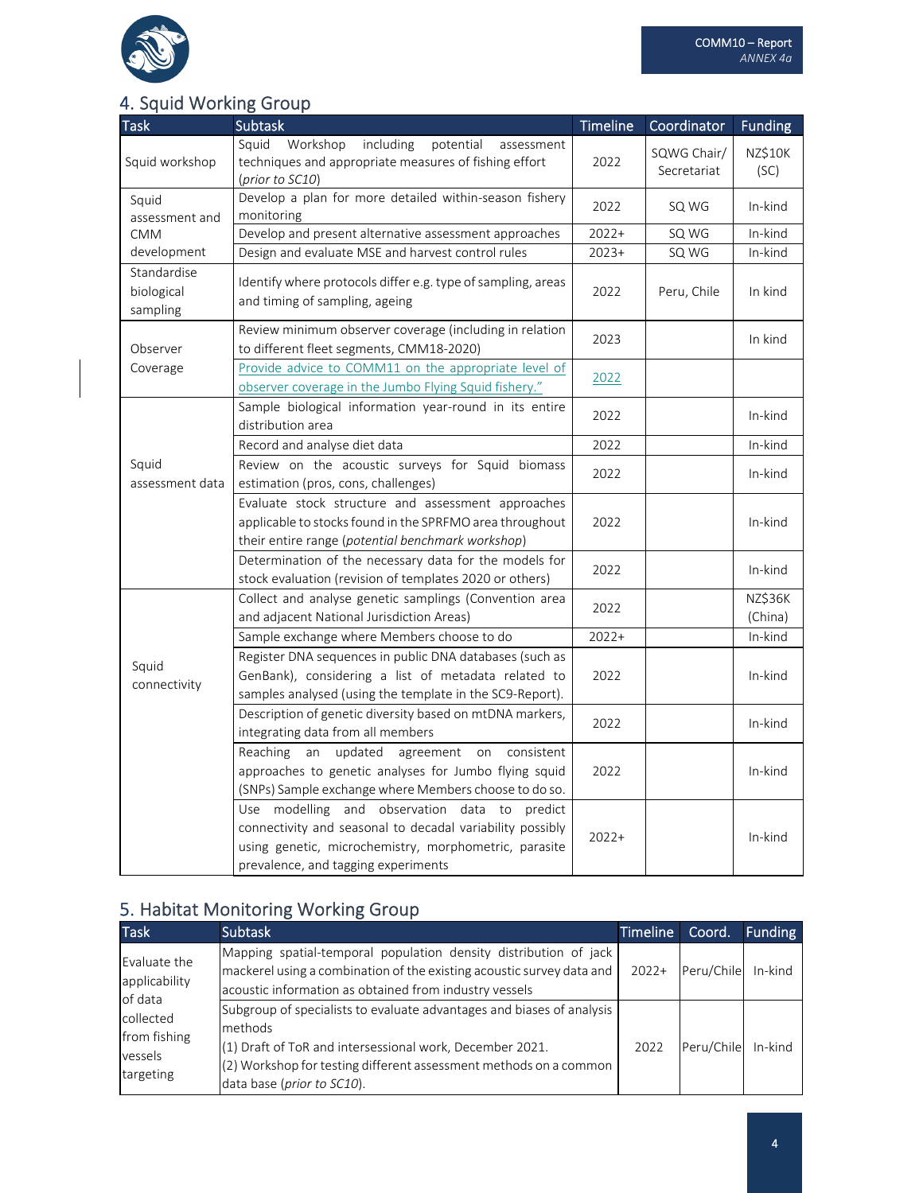## 4. Squid Working Group

| Task | Subtask | Timeline | Coordinator | Funding |
|---|---|---|---|---|
| Squid workshop | Squid Workshop including potential assessment techniques and appropriate measures of fishing effort (*prior to SC10*) | 2022 | SQWG Chair/ Secretariat | NZ$10K (SC) |
| Squid assessment and CMM development | Develop a plan for more detailed within-season fishery monitoring | 2022 | SQ WG | In-kind |
| | Develop and present alternative assessment approaches | 2022+ | SQ WG | In-kind |
| | Design and evaluate MSE and harvest control rules | 2023+ | SQ WG | In-kind |
| Standardise biological sampling | Identify where protocols differ e.g. type of sampling, areas and timing of sampling, ageing | 2022 | Peru, Chile | In kind |
| Observer Coverage | Review minimum observer coverage (including in relation to different fleet segments, CMM18-2020) | 2023 | | In kind |
| | Provide advice to COMM11 on the appropriate level of observer coverage in the Jumbo Flying Squid fishery." | 2022 | | |
| Squid assessment data | Sample biological information year-round in its entire distribution area | 2022 | | In-kind |
| | Record and analyse diet data | 2022 | | In-kind |
| | Review on the acoustic surveys for Squid biomass estimation (pros, cons, challenges) | 2022 | | In-kind |
| | Evaluate stock structure and assessment approaches applicable to stocks found in the SPRFMO area throughout their entire range (*potential benchmark workshop*) | 2022 | | In-kind |
| | Determination of the necessary data for the models for stock evaluation (revision of templates 2020 or others) | 2022 | | In-kind |
| Squid connectivity | Collect and analyse genetic samplings (Convention area and adjacent National Jurisdiction Areas) | 2022 | | NZ$36K (China) |
| | Sample exchange where Members choose to do | 2022+ | | In-kind |
| | Register DNA sequences in public DNA databases (such as GenBank), considering a list of metadata related to samples analysed (using the template in the SC9-Report). | 2022 | | In-kind |
| | Description of genetic diversity based on mtDNA markers, integrating data from all members | 2022 | | In-kind |
| | Reaching an updated agreement on consistent approaches to genetic analyses for Jumbo flying squid (SNPs) Sample exchange where Members choose to do so. | 2022 | | In-kind |
| | Use modelling and observation data to predict connectivity and seasonal to decadal variability possibly using genetic, microchemistry, morphometric, parasite prevalence, and tagging experiments | 2022+ | | In-kind |

## 5. Habitat Monitoring Working Group

| Task | Subtask | Timeline | Coord. | Funding |
|---|---|---|---|---|
| Evaluate the applicability of data collected from fishing vessels targeting | Mapping spatial-temporal population density distribution of jack mackerel using a combination of the existing acoustic survey data and acoustic information as obtained from industry vessels | 2022+ | Peru/Chile | In-kind |
| | Subgroup of specialists to evaluate advantages and biases of analysis methods<br>(1) Draft of ToR and intersessional work, December 2021.<br>(2) Workshop for testing different assessment methods on a common data base (*prior to SC10*). | 2022 | Peru/Chile | In-kind |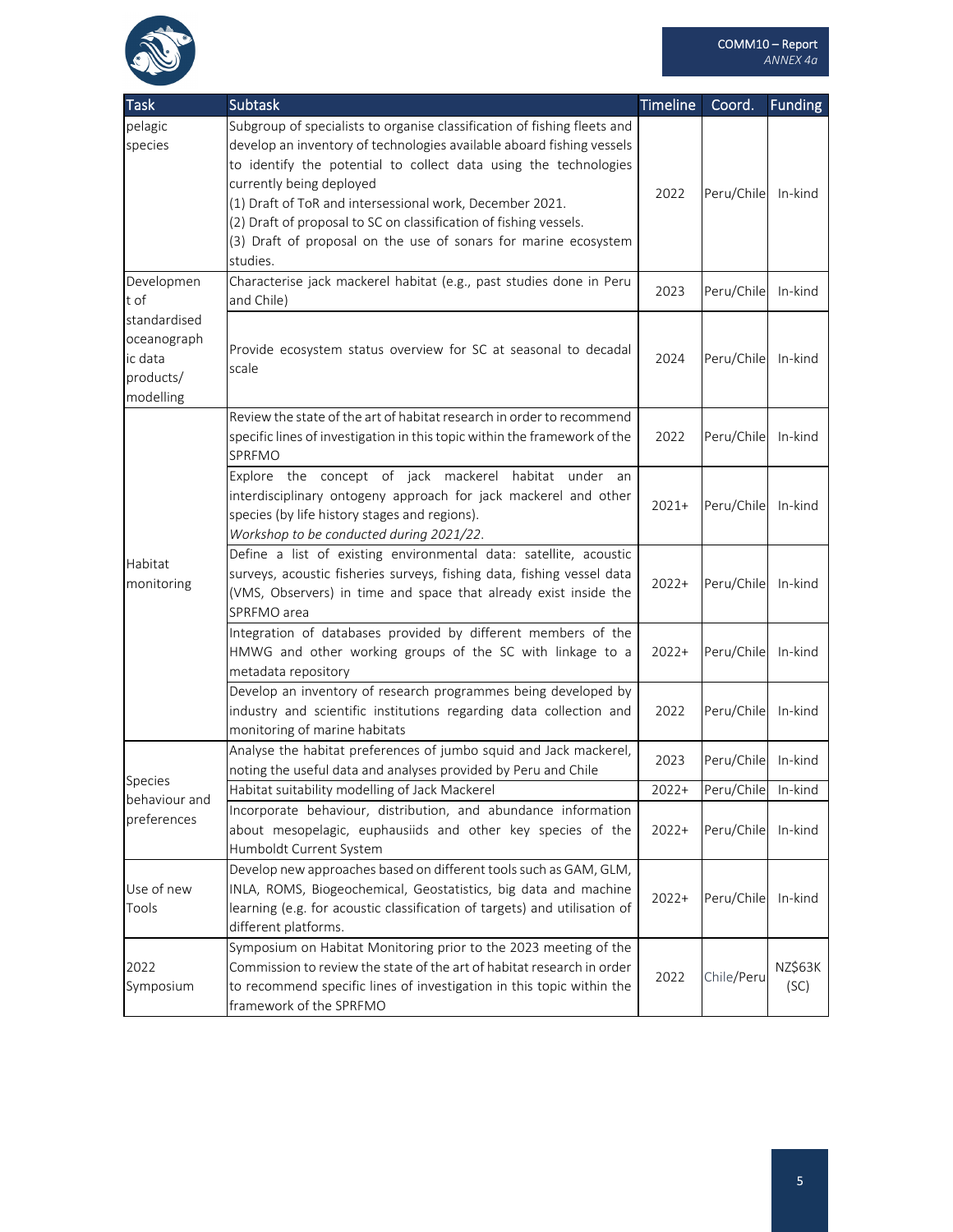| Task | Subtask | Timeline | Coord. | Funding |
|---|---|---|---|---|
| pelagic species | Subgroup of specialists to organise classification of fishing fleets and develop an inventory of technologies available aboard fishing vessels to identify the potential to collect data using the technologies currently being deployed<br>(1) Draft of ToR and intersessional work, December 2021.<br>(2) Draft of proposal to SC on classification of fishing vessels.<br>(3) Draft of proposal on the use of sonars for marine ecosystem studies. | 2022 | Peru/Chile | In-kind |
| Development of standardised oceanographic data products/ modelling | Characterise jack mackerel habitat (e.g., past studies done in Peru and Chile) | 2023 | Peru/Chile | In-kind |
| | Provide ecosystem status overview for SC at seasonal to decadal scale | 2024 | Peru/Chile | In-kind |
| Habitat monitoring | Review the state of the art of habitat research in order to recommend specific lines of investigation in this topic within the framework of the SPRFMO | 2022 | Peru/Chile | In-kind |
| | Explore the concept of jack mackerel habitat under an interdisciplinary ontogeny approach for jack mackerel and other species (by life history stages and regions).<br>*Workshop to be conducted during 2021/22.* | 2021+ | Peru/Chile | In-kind |
| | Define a list of existing environmental data: satellite, acoustic surveys, acoustic fisheries surveys, fishing data, fishing vessel data (VMS, Observers) in time and space that already exist inside the SPRFMO area | 2022+ | Peru/Chile | In-kind |
| | Integration of databases provided by different members of the HMWG and other working groups of the SC with linkage to a metadata repository | 2022+ | Peru/Chile | In-kind |
| | Develop an inventory of research programmes being developed by industry and scientific institutions regarding data collection and monitoring of marine habitats | 2022 | Peru/Chile | In-kind |
| Species behaviour and preferences | Analyse the habitat preferences of jumbo squid and Jack mackerel, noting the useful data and analyses provided by Peru and Chile | 2023 | Peru/Chile | In-kind |
| | Habitat suitability modelling of Jack Mackerel | 2022+ | Peru/Chile | In-kind |
| | Incorporate behaviour, distribution, and abundance information about mesopelagic, euphausiids and other key species of the Humboldt Current System | 2022+ | Peru/Chile | In-kind |
| Use of new Tools | Develop new approaches based on different tools such as GAM, GLM, INLA, ROMS, Biogeochemical, Geostatistics, big data and machine learning (e.g. for acoustic classification of targets) and utilisation of different platforms. | 2022+ | Peru/Chile | In-kind |
| 2022 Symposium | Symposium on Habitat Monitoring prior to the 2023 meeting of the Commission to review the state of the art of habitat research in order to recommend specific lines of investigation in this topic within the framework of the SPRFMO | 2022 | Chile/Peru | NZ$63K (SC) |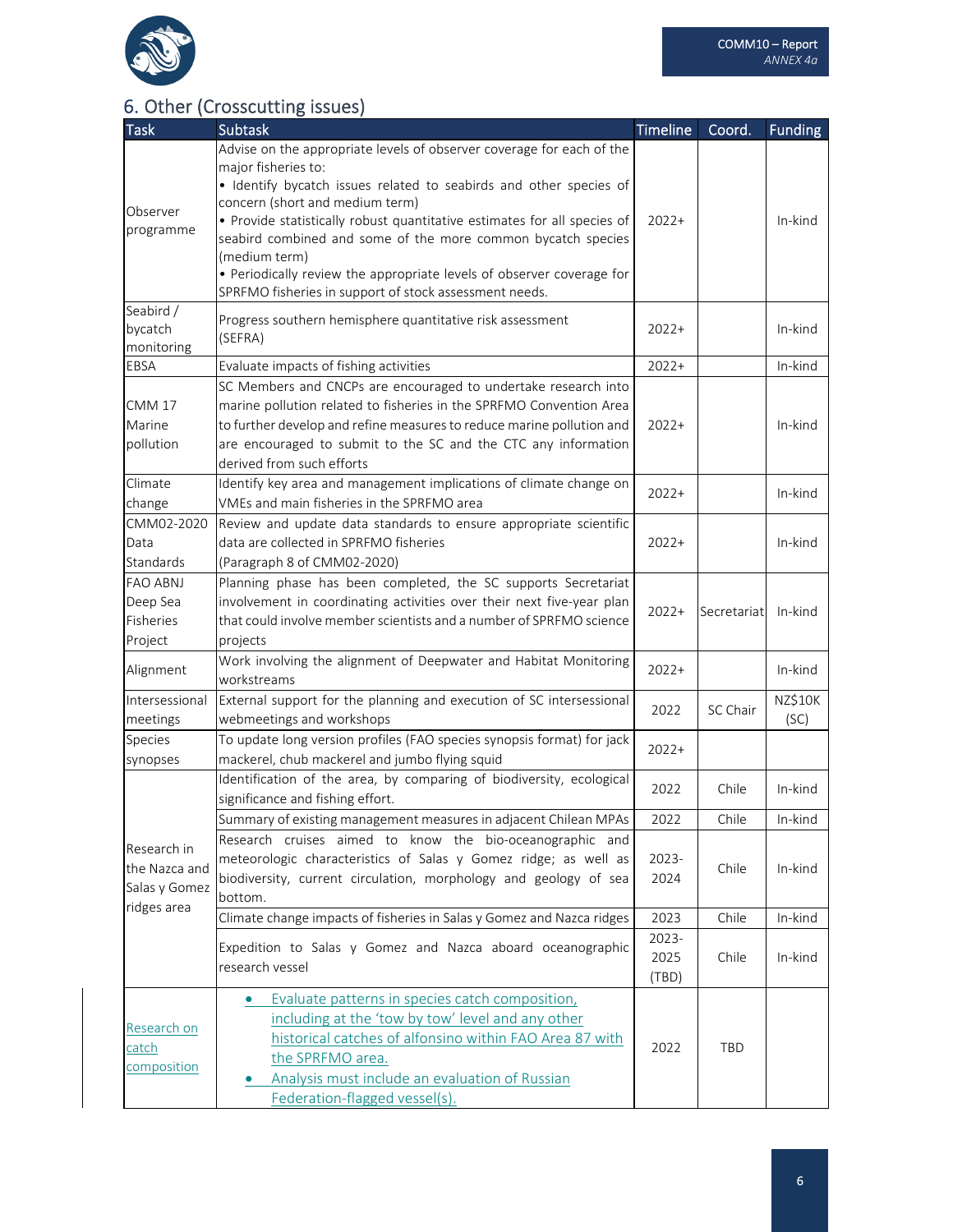## 6. Other (Crosscutting issues)

| Task | Subtask | Timeline | Coord. | Funding |
|---|---|---|---|---|
| Observer programme | Advise on the appropriate levels of observer coverage for each of the major fisheries to:<br>• Identify bycatch issues related to seabirds and other species of concern (short and medium term)<br>• Provide statistically robust quantitative estimates for all species of seabird combined and some of the more common bycatch species (medium term)<br>• Periodically review the appropriate levels of observer coverage for SPRFMO fisheries in support of stock assessment needs. | 2022+ | | In-kind |
| Seabird / bycatch monitoring | Progress southern hemisphere quantitative risk assessment (SEFRA) | 2022+ | | In-kind |
| EBSA | Evaluate impacts of fishing activities | 2022+ | | In-kind |
| CMM 17 Marine pollution | SC Members and CNCPs are encouraged to undertake research into marine pollution related to fisheries in the SPRFMO Convention Area to further develop and refine measures to reduce marine pollution and are encouraged to submit to the SC and the CTC any information derived from such efforts | 2022+ | | In-kind |
| Climate change | Identify key area and management implications of climate change on VMEs and main fisheries in the SPRFMO area | 2022+ | | In-kind |
| CMM02-2020 Data Standards | Review and update data standards to ensure appropriate scientific data are collected in SPRFMO fisheries (Paragraph 8 of CMM02-2020) | 2022+ | | In-kind |
| FAO ABNJ Deep Sea Fisheries Project | Planning phase has been completed, the SC supports Secretariat involvement in coordinating activities over their next five-year plan that could involve member scientists and a number of SPRFMO science projects | 2022+ | Secretariat | In-kind |
| Alignment | Work involving the alignment of Deepwater and Habitat Monitoring workstreams | 2022+ | | In-kind |
| Intersessional meetings | External support for the planning and execution of SC intersessional webmeetings and workshops | 2022 | SC Chair | NZ$10K (SC) |
| Species synopses | To update long version profiles (FAO species synopsis format) for jack mackerel, chub mackerel and jumbo flying squid | 2022+ | | |
| Research in the Nazca and Salas y Gomez ridges area | Identification of the area, by comparing of biodiversity, ecological significance and fishing effort. | 2022 | Chile | In-kind |
| | Summary of existing management measures in adjacent Chilean MPAs | 2022 | Chile | In-kind |
| | Research cruises aimed to know the bio-oceanographic and meteorologic characteristics of Salas y Gomez ridge; as well as biodiversity, current circulation, morphology and geology of sea bottom. | 2023-2024 | Chile | In-kind |
| | Climate change impacts of fisheries in Salas y Gomez and Nazca ridges | 2023 | Chile | In-kind |
| | Expedition to Salas y Gomez and Nazca aboard oceanographic research vessel | 2023-2025 (TBD) | Chile | In-kind |
| Research on catch composition | • Evaluate patterns in species catch composition, including at the 'tow by tow' level and any other historical catches of alfonsino within FAO Area 87 with the SPRFMO area.<br>• Analysis must include an evaluation of Russian Federation-flagged vessel(s). | 2022 | TBD | |